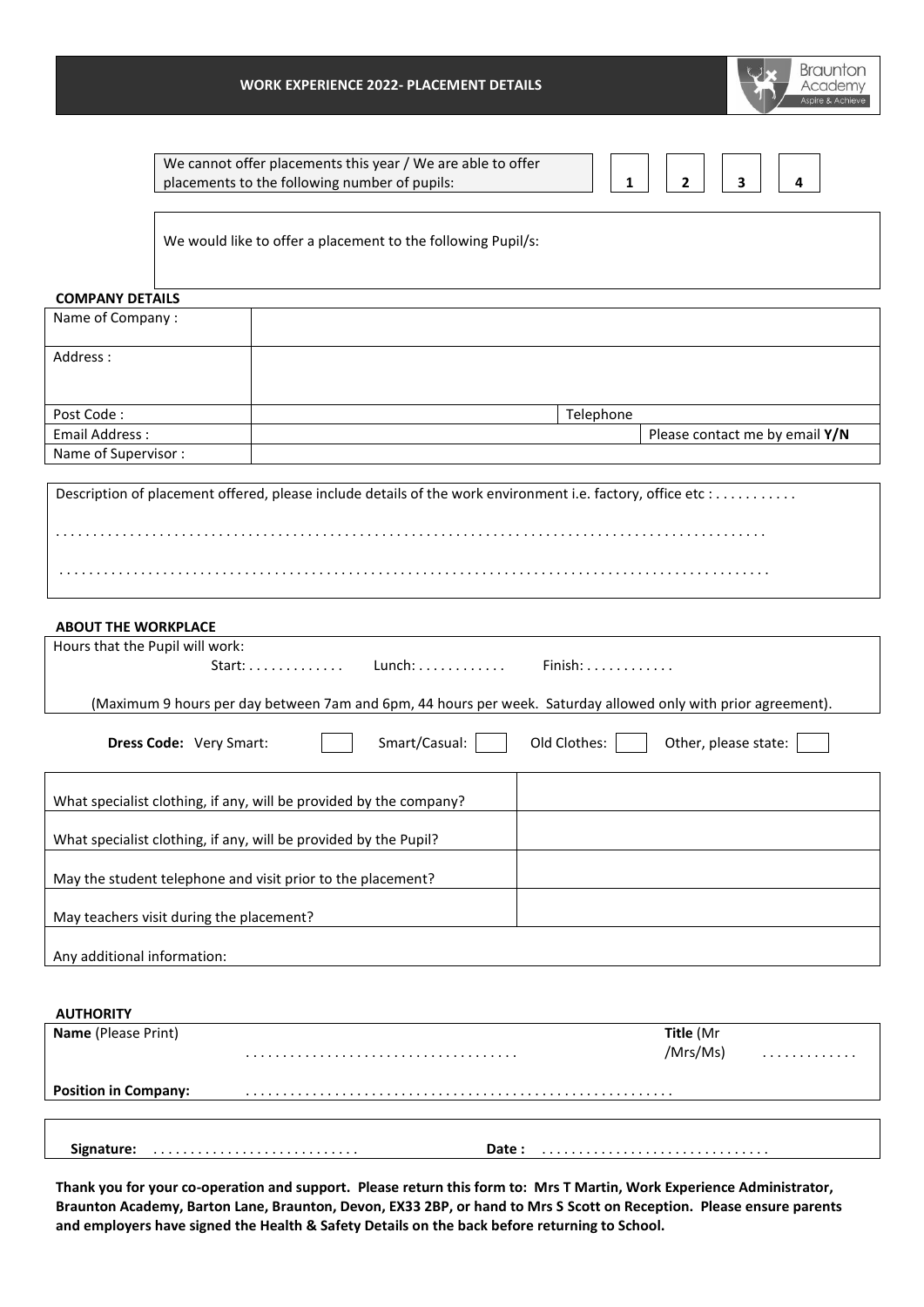# WORK EXPERIENCE 2022- PLACEMENT DETAILS

Braunton Academy
Aspire & Achieve

| We cannot offer placements this year / We are able to offer placements to the following number of pupils: | 1 | 2 | 3 | 4 |
|---|---|---|---|---|

We would like to offer a placement to the following Pupil/s:

**COMPANY DETAILS**

| Name of Company : | | | |
|---|---|---|---|
| Address : | | | |
| Post Code : | | Telephone | |
| Email Address : | | | Please contact me by email **Y/N** |
| Name of Supervisor : | | | |

Description of placement offered, please include details of the work environment i.e. factory, office etc : . . . . . . . . . . .

. . . . . . . . . . . . . . . . . . . . . . . . . . . . . . . . . . . . . . . . . . . . . . . . . . . . . . . . . . . . . . . . . . . . . . . . . . . . . . . . . . . . . . . . . . . . . . . . .

. . . . . . . . . . . . . . . . . . . . . . . . . . . . . . . . . . . . . . . . . . . . . . . . . . . . . . . . . . . . . . . . . . . . . . . . . . . . . . . . . . . . . . . . . . . . . . . . . .

**ABOUT THE WORKPLACE**

Hours that the Pupil will work:

Start: . . . . . . . . . . . . . Lunch: . . . . . . . . . . . . Finish: . . . . . . . . . . . .

(Maximum 9 hours per day between 7am and 6pm, 44 hours per week. Saturday allowed only with prior agreement).

**Dress Code:** Very Smart: [ ] Smart/Casual: [ ] Old Clothes: [ ] Other, please state: [ ]

| What specialist clothing, if any, will be provided by the company? | |
|---|---|
| What specialist clothing, if any, will be provided by the Pupil? | |
| May the student telephone and visit prior to the placement? | |
| May teachers visit during the placement? | |
| Any additional information: | |

**AUTHORITY**

**Name** (Please Print) . . . . . . . . . . . . . . . . . . . . . . . . . . . . . . . . . . . . **Title** (Mr /Mrs/Ms) . . . . . . . . . . . .

**Position in Company:** . . . . . . . . . . . . . . . . . . . . . . . . . . . . . . . . . . . . . . . . . . . . . . . . . . . . . . .

**Signature:** . . . . . . . . . . . . . . . . . . . . . . . . . . . **Date :** . . . . . . . . . . . . . . . . . . . . . . . . . . . . . .

**Thank you for your co-operation and support. Please return this form to: Mrs T Martin, Work Experience Administrator, Braunton Academy, Barton Lane, Braunton, Devon, EX33 2BP, or hand to Mrs S Scott on Reception. Please ensure parents and employers have signed the Health & Safety Details on the back before returning to School.**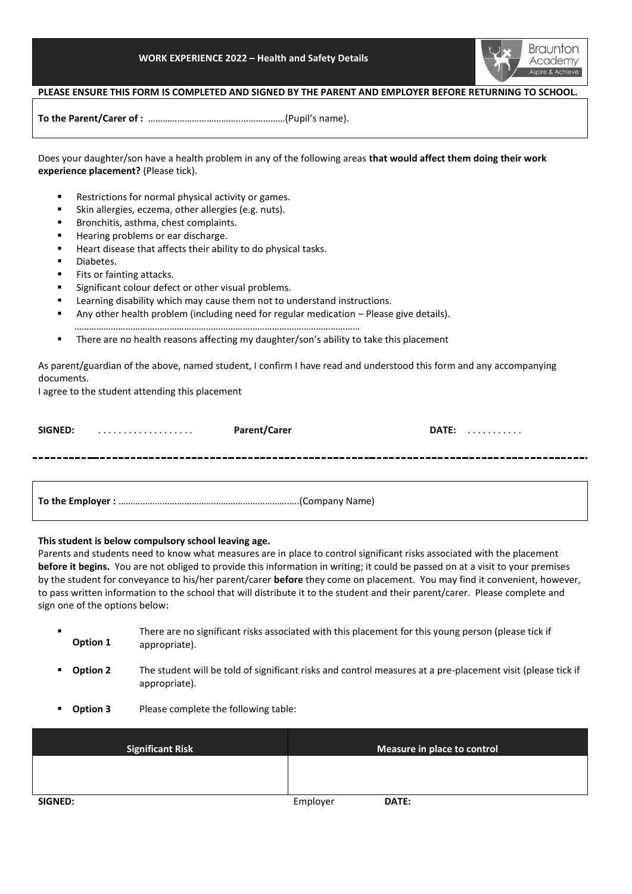## WORK EXPERIENCE 2022 – Health and Safety Details

Braunton Academy
Aspire & Achieve

**PLEASE ENSURE THIS FORM IS COMPLETED AND SIGNED BY THE PARENT AND EMPLOYER BEFORE RETURNING TO SCHOOL.**

**To the Parent/Carer of :** ………………………………..………………(Pupil's name).

Does your daughter/son have a health problem in any of the following areas **that would affect them doing their work experience placement?** (Please tick).

- Restrictions for normal physical activity or games.
- Skin allergies, eczema, other allergies (e.g. nuts).
- Bronchitis, asthma, chest complaints.
- Hearing problems or ear discharge.
- Heart disease that affects their ability to do physical tasks.
- Diabetes.
- Fits or fainting attacks.
- Significant colour defect or other visual problems.
- Learning disability which may cause them not to understand instructions.
- Any other health problem (including need for regular medication – Please give details).
  ……………………………………………………………………………………………………
- There are no health reasons affecting my daughter/son's ability to take this placement

As parent/guardian of the above, named student, I confirm I have read and understood this form and any accompanying documents.
I agree to the student attending this placement

**SIGNED:** . . . . . . . . . . . . . . . . . . **Parent/Carer** **DATE:** . . . . . . . . . . .

---

**To the Employer :** ……………………………………………………………..(Company Name)

**This student is below compulsory school leaving age.**
Parents and students need to know what measures are in place to control significant risks associated with the placement **before it begins.** You are not obliged to provide this information in writing; it could be passed on at a visit to your premises by the student for conveyance to his/her parent/carer **before** they come on placement. You may find it convenient, however, to pass written information to the school that will distribute it to the student and their parent/carer. Please complete and sign one of the options below:

- **Option 1** There are no significant risks associated with this placement for this young person (please tick if appropriate).
- **Option 2** The student will be told of significant risks and control measures at a pre-placement visit (please tick if appropriate).
- **Option 3** Please complete the following table:

| Significant Risk | Measure in place to control |
| --- | --- |
| | |

**SIGNED:** Employer **DATE:**